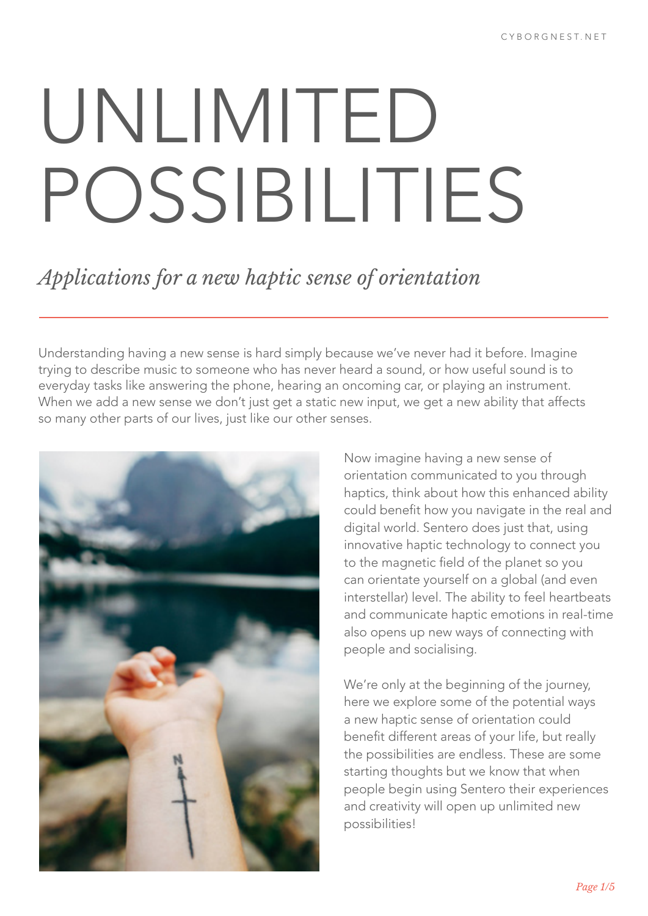# UNLIMITED POSSIBILITIES

*Applications for a new haptic sense of orientation*

---

Understanding having a new sense is hard simply because we've never had it before. Imagine trying to describe music to someone who has never heard a sound, or how useful sound is to everyday tasks like answering the phone, hearing an oncoming car, or playing an instrument. When we add a new sense we don't just get a static new input, we get a new ability that affects so many other parts of our lives, just like our other senses.

Now imagine having a new sense of orientation communicated to you through haptics, think about how this enhanced ability could benefit how you navigate in the real and digital world. Sentero does just that, using innovative haptic technology to connect you to the magnetic field of the planet so you can orientate yourself on a global (and even interstellar) level. The ability to feel heartbeats and communicate haptic emotions in real-time also opens up new ways of connecting with people and socialising.

We're only at the beginning of the journey, here we explore some of the potential ways a new haptic sense of orientation could benefit different areas of your life, but really the possibilities are endless. These are some starting thoughts but we know that when people begin using Sentero their experiences and creativity will open up unlimited new possibilities!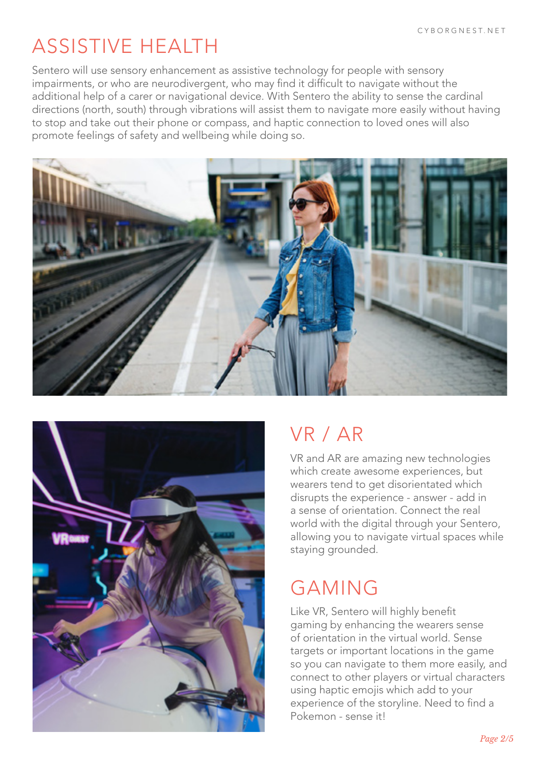# ASSISTIVE HEALTH

Sentero will use sensory enhancement as assistive technology for people with sensory impairments, or who are neurodivergent, who may find it difficult to navigate without the additional help of a carer or navigational device. With Sentero the ability to sense the cardinal directions (north, south) through vibrations will assist them to navigate more easily without having to stop and take out their phone or compass, and haptic connection to loved ones will also promote feelings of safety and wellbeing while doing so.

# VR / AR

VR and AR are amazing new technologies which create awesome experiences, but wearers tend to get disorientated which disrupts the experience - answer - add in a sense of orientation. Connect the real world with the digital through your Sentero, allowing you to navigate virtual spaces while staying grounded.

# GAMING

Like VR, Sentero will highly benefit gaming by enhancing the wearers sense of orientation in the virtual world. Sense targets or important locations in the game so you can navigate to them more easily, and connect to other players or virtual characters using haptic emojis which add to your experience of the storyline. Need to find a Pokemon - sense it!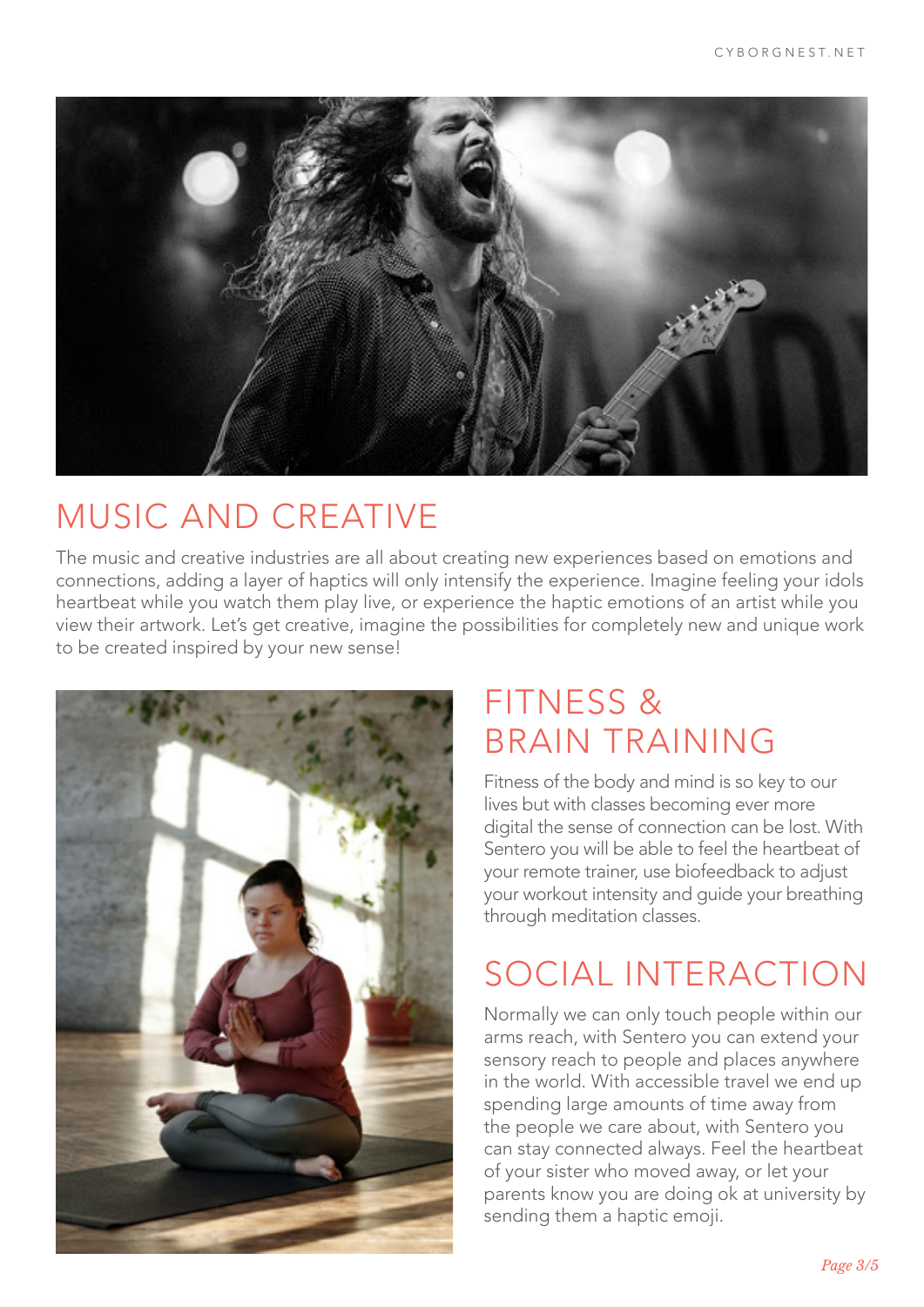## MUSIC AND CREATIVE

The music and creative industries are all about creating new experiences based on emotions and connections, adding a layer of haptics will only intensify the experience. Imagine feeling your idols heartbeat while you watch them play live, or experience the haptic emotions of an artist while you view their artwork. Let's get creative, imagine the possibilities for completely new and unique work to be created inspired by your new sense!

## FITNESS & BRAIN TRAINING

Fitness of the body and mind is so key to our lives but with classes becoming ever more digital the sense of connection can be lost. With Sentero you will be able to feel the heartbeat of your remote trainer, use biofeedback to adjust your workout intensity and guide your breathing through meditation classes.

## SOCIAL INTERACTION

Normally we can only touch people within our arms reach, with Sentero you can extend your sensory reach to people and places anywhere in the world. With accessible travel we end up spending large amounts of time away from the people we care about, with Sentero you can stay connected always. Feel the heartbeat of your sister who moved away, or let your parents know you are doing ok at university by sending them a haptic emoji.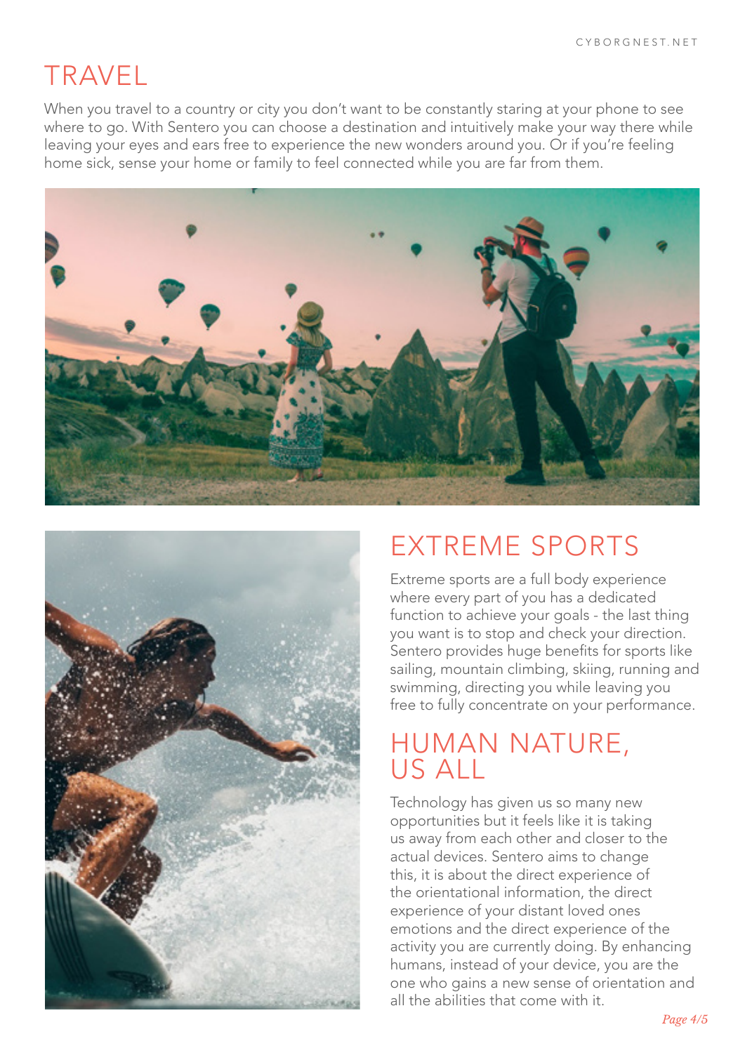# TRAVEL

When you travel to a country or city you don't want to be constantly staring at your phone to see where to go. With Sentero you can choose a destination and intuitively make your way there while leaving your eyes and ears free to experience the new wonders around you. Or if you're feeling home sick, sense your home or family to feel connected while you are far from them.

# EXTREME SPORTS

Extreme sports are a full body experience where every part of you has a dedicated function to achieve your goals - the last thing you want is to stop and check your direction. Sentero provides huge benefits for sports like sailing, mountain climbing, skiing, running and swimming, directing you while leaving you free to fully concentrate on your performance.

# HUMAN NATURE, US ALL

Technology has given us so many new opportunities but it feels like it is taking us away from each other and closer to the actual devices. Sentero aims to change this, it is about the direct experience of the orientational information, the direct experience of your distant loved ones emotions and the direct experience of the activity you are currently doing. By enhancing humans, instead of your device, you are the one who gains a new sense of orientation and all the abilities that come with it.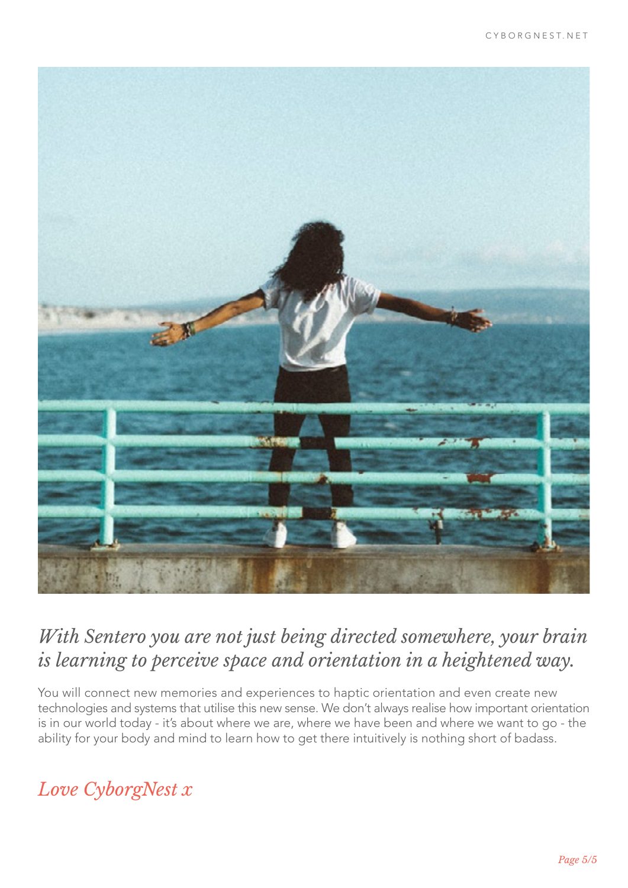*With Sentero you are not just being directed somewhere, your brain is learning to perceive space and orientation in a heightened way.*

You will connect new memories and experiences to haptic orientation and even create new technologies and systems that utilise this new sense. We don't always realise how important orientation is in our world today - it's about where we are, where we have been and where we want to go - the ability for your body and mind to learn how to get there intuitively is nothing short of badass.

*Love CyborgNest x*